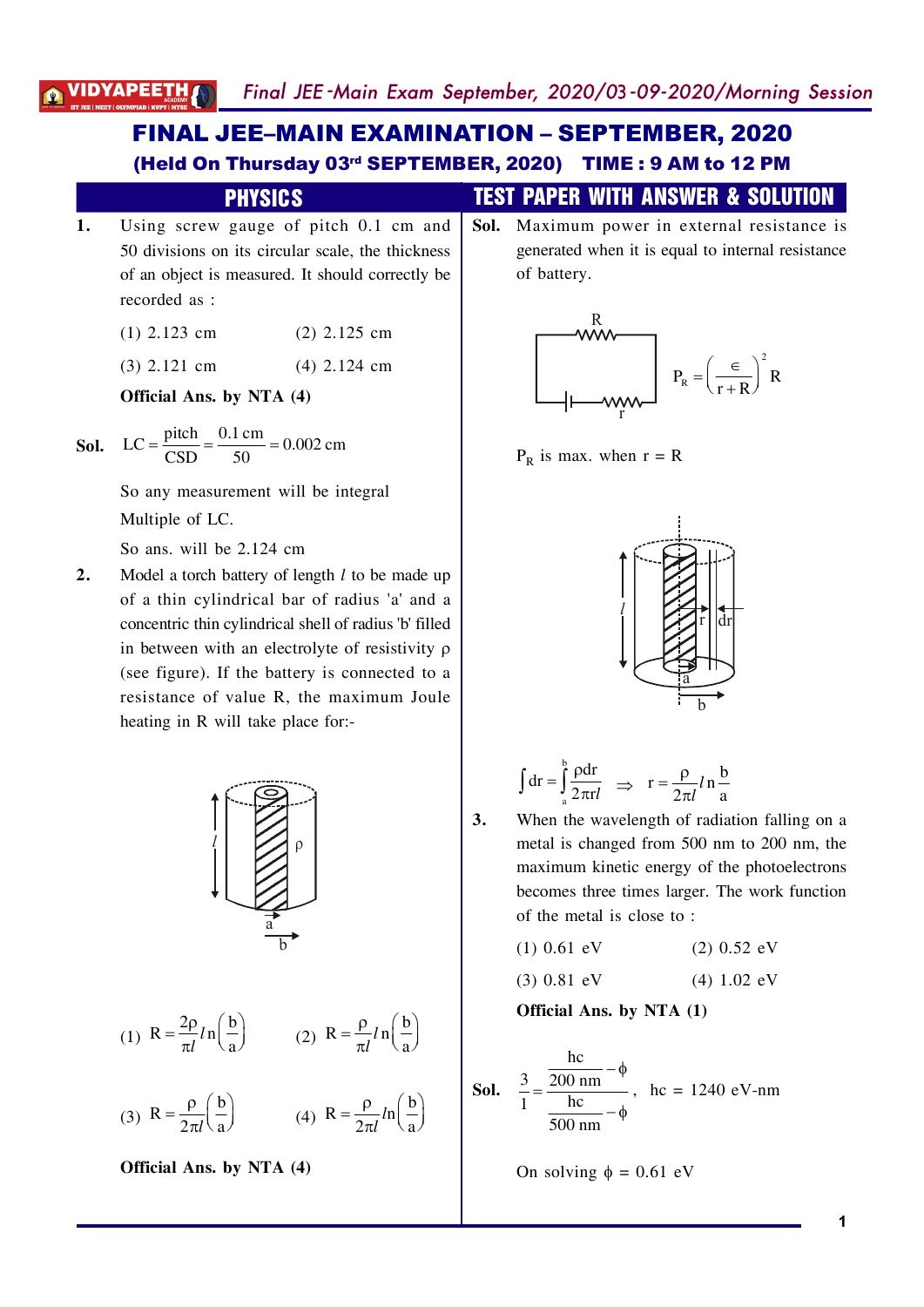# FINAL JEE–MAIN EXAMINATION – SEPTEMBER, 2020

**(Held On Thursday 03rd SEPTEMBER, 2020) TIME : 9 AM to 12 PM**

## PHYSICS

## TEST PAPER WITH ANSWER & SOLUTION

**1.** Using screw gauge of pitch 0.1 cm and 50 divisions on its circular scale, the thickness of an object is measured. It should correctly be recorded as :

(1) 2.123 cm (2) 2.125 cm

(3) 2.121 cm (4) 2.124 cm

**Official Ans. by NTA (4)**

**Sol.** $LC = \frac{\text{pitch}}{\text{CSD}} = \frac{0.1\text{ cm}}{50} = 0.002\text{ cm}$

So any measurement will be integral Multiple of LC.

So ans. will be 2.124 cm

**2.** Model a torch battery of length $l$ to be made up of a thin cylindrical bar of radius 'a' and a concentric thin cylindrical shell of radius 'b' filled in between with an electrolyte of resistivity $\rho$ (see figure). If the battery is connected to a resistance of value R, the maximum Joule heating in R will take place for:-

(1) $R = \frac{2\rho}{\pi l} ln\left(\frac{b}{a}\right)$ (2) $R = \frac{\rho}{\pi l} ln\left(\frac{b}{a}\right)$

(3) $R = \frac{\rho}{2\pi l}\left(\frac{b}{a}\right)$ (4) $R = \frac{\rho}{2\pi l} ln\left(\frac{b}{a}\right)$

**Official Ans. by NTA (4)**

**Sol.** Maximum power in external resistance is generated when it is equal to internal resistance of battery.

$P_R = \left(\frac{\in}{r+R}\right)^2 R$

$P_R$ is max. when r = R

$\int dr = \int_a^b \frac{\rho dr}{2\pi r l} \Rightarrow r = \frac{\rho}{2\pi l} ln\frac{b}{a}$

**3.** When the wavelength of radiation falling on a metal is changed from 500 nm to 200 nm, the maximum kinetic energy of the photoelectrons becomes three times larger. The work function of the metal is close to :

(1) 0.61 eV (2) 0.52 eV

(3) 0.81 eV (4) 1.02 eV

**Official Ans. by NTA (1)**

**Sol.** $\frac{3}{1} = \frac{\frac{hc}{200\text{ nm}} - \phi}{\frac{hc}{500\text{ nm}} - \phi}$, hc = 1240 eV-nm

On solving $\phi$ = 0.61 eV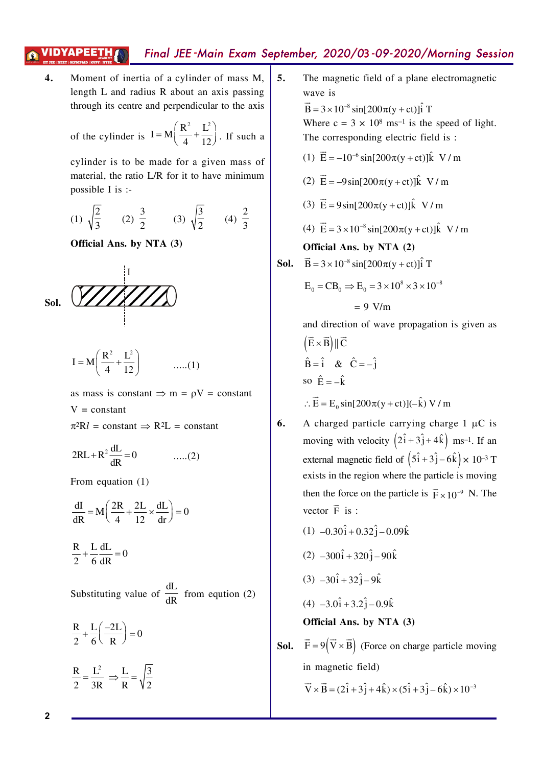**4.** Moment of inertia of a cylinder of mass M, length L and radius R about an axis passing through its centre and perpendicular to the axis of the cylinder is $I = M\left(\frac{R^2}{4} + \frac{L^2}{12}\right)$. If such a cylinder is to be made for a given mass of material, the ratio L/R for it to have minimum possible I is :-

(1) $\sqrt{\frac{2}{3}}$ (2) $\frac{3}{2}$ (3) $\sqrt{\frac{3}{2}}$ (4) $\frac{2}{3}$

**Official Ans. by NTA (3)**

**Sol.**

$$I = M\left(\frac{R^2}{4} + \frac{L^2}{12}\right) \quad .....(1)$$

as mass is constant $\Rightarrow$ m = $\rho$V = constant

V = constant

$\pi^2 Rl$ = constant $\Rightarrow$ $R^2L$ = constant

$$2RL + R^2\frac{dL}{dR} = 0 \quad .....(2)$$

From equation (1)

$$\frac{dI}{dR} = M\left(\frac{2R}{4} + \frac{2L}{12} \times \frac{dL}{dr}\right) = 0$$

$$\frac{R}{2} + \frac{L}{6}\frac{dL}{dR} = 0$$

Substituting value of $\frac{dL}{dR}$ from eqution (2)

$$\frac{R}{2} + \frac{L}{6}\left(\frac{-2L}{R}\right) = 0$$

$$\frac{R}{2} = \frac{L^2}{3R} \Rightarrow \frac{L}{R} = \sqrt{\frac{3}{2}}$$

**5.** The magnetic field of a plane electromagnetic wave is

$\vec{B} = 3 \times 10^{-8}\sin[200\pi(y + ct)]\hat{i}$ T

Where c = 3 × $10^8$ $ms^{-1}$ is the speed of light. The corresponding electric field is :

(1) $\vec{E} = -10^{-6}\sin[200\pi(y + ct)]\hat{k}$ V/m

(2) $\vec{E} = -9\sin[200\pi(y + ct)]\hat{k}$ V/m

(3) $\vec{E} = 9\sin[200\pi(y + ct)]\hat{k}$ V/m

(4) $\vec{E} = 3 \times 10^{-8}\sin[200\pi(y + ct)]\hat{k}$ V/m

**Official Ans. by NTA (2)**

**Sol.** $\vec{B} = 3 \times 10^{-8}\sin[200\pi(y + ct)]\hat{i}$ T

$E_0 = CB_0 \Rightarrow E_0 = 3 \times 10^8 \times 3 \times 10^{-8}$

= 9 V/m

and direction of wave propagation is given as

$\left(\vec{E} \times \vec{B}\right) \| \vec{C}$

$\hat{B} = \hat{i}$ & $\hat{C} = -\hat{j}$

so $\hat{E} = -\hat{k}$

$\therefore \vec{E} = E_0\sin[200\pi(y + ct)](-\hat{k})$ V/m

**6.** A charged particle carrying charge 1 μC is moving with velocity $\left(2\hat{i} + 3\hat{j} + 4\hat{k}\right)$ $ms^{-1}$. If an external magnetic field of $\left(5\hat{i} + 3\hat{j} - 6\hat{k}\right) \times 10^{-3}$ T exists in the region where the particle is moving then the force on the particle is $\vec{F} \times 10^{-9}$ N. The vector $\vec{F}$ is :

(1) $-0.30\hat{i} + 0.32\hat{j} - 0.09\hat{k}$

(2) $-300\hat{i} + 320\hat{j} - 90\hat{k}$

(3) $-30\hat{i} + 32\hat{j} - 9\hat{k}$

(4) $-3.0\hat{i} + 3.2\hat{j} - 0.9\hat{k}$

**Official Ans. by NTA (3)**

**Sol.** $\vec{F} = 9\left(\vec{V} \times \vec{B}\right)$ (Force on charge particle moving in magnetic field)

$\vec{V} \times \vec{B} = (2\hat{i} + 3\hat{j} + 4\hat{k}) \times (5\hat{i} + 3\hat{j} - 6\hat{k}) \times 10^{-3}$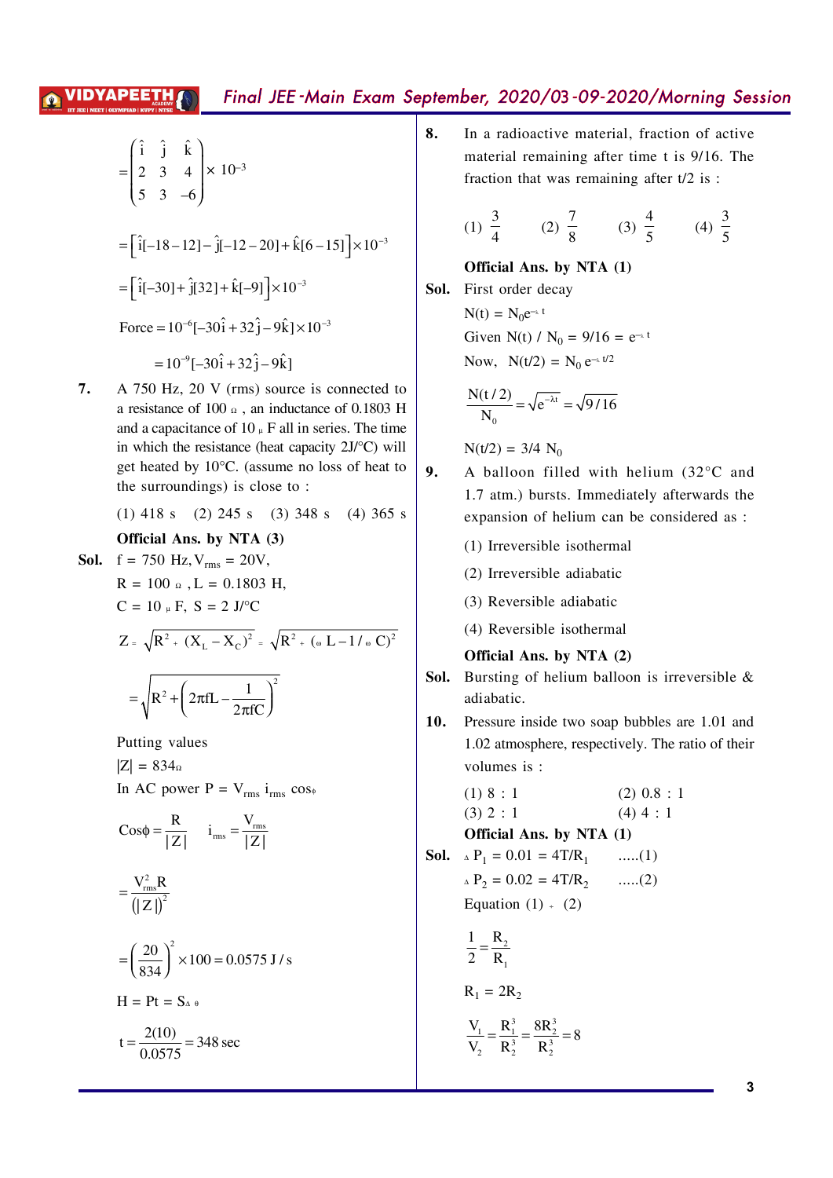$$= \begin{pmatrix} \hat{i} & \hat{j} & \hat{k} \\ 2 & 3 & 4 \\ 5 & 3 & -6 \end{pmatrix} \times 10^{-3}$$

$$= \left[\hat{i}[-18-12] - \hat{j}[-12-20] + \hat{k}[6-15]\right] \times 10^{-3}$$

$$= \left[\hat{i}[-30] + \hat{j}[32] + \hat{k}[-9]\right] \times 10^{-3}$$

$$\text{Force} = 10^{-6}[-30\hat{i} + 32\hat{j} - 9\hat{k}] \times 10^{-3}$$

$$= 10^{-9}[-30\hat{i} + 32\hat{j} - 9\hat{k}]$$

**7.** A 750 Hz, 20 V (rms) source is connected to a resistance of 100 Ω, an inductance of 0.1803 H and a capacitance of 10 μF all in series. The time in which the resistance (heat capacity 2J/°C) will get heated by 10°C. (assume no loss of heat to the surroundings) is close to :

(1) 418 s (2) 245 s (3) 348 s (4) 365 s

**Official Ans. by NTA (3)**

**Sol.** $f = 750$ Hz, $V_{rms} = 20$V,

$R = 100\,\Omega$, $L = 0.1803$ H,

$C = 10\,\mu$F, $S = 2$ J/°C

$$Z = \sqrt{R^2 + (X_L - X_C)^2} = \sqrt{R^2 + (\omega L - 1/\omega C)^2}$$

$$= \sqrt{R^2 + \left(2\pi f L - \frac{1}{2\pi f C}\right)^2}$$

Putting values

$|Z| = 834\,\Omega$

In AC power $P = V_{rms}\, i_{rms} \cos\phi$

$$\cos\phi = \frac{R}{|Z|} \qquad i_{rms} = \frac{V_{rms}}{|Z|}$$

$$= \frac{V_{rms}^2 R}{(|Z|)^2}$$

$$= \left(\frac{20}{834}\right)^2 \times 100 = 0.0575 \text{ J/s}$$

$H = Pt = S\Delta\theta$

$$t = \frac{2(10)}{0.0575} = 348 \text{ sec}$$

**8.** In a radioactive material, fraction of active material remaining after time t is 9/16. The fraction that was remaining after t/2 is :

(1) $\frac{3}{4}$ (2) $\frac{7}{8}$ (3) $\frac{4}{5}$ (4) $\frac{3}{5}$

**Official Ans. by NTA (1)**

**Sol.** First order decay

$N(t) = N_0 e^{-\lambda t}$

Given $N(t) / N_0 = 9/16 = e^{-\lambda t}$

Now, $N(t/2) = N_0\, e^{-\lambda t/2}$

$$\frac{N(t/2)}{N_0} = \sqrt{e^{-\lambda t}} = \sqrt{9/16}$$

$N(t/2) = 3/4\; N_0$

**9.** A balloon filled with helium (32°C and 1.7 atm.) bursts. Immediately afterwards the expansion of helium can be considered as :

(1) Irreversible isothermal

(2) Irreversible adiabatic

(3) Reversible adiabatic

(4) Reversible isothermal

**Official Ans. by NTA (2)**

**Sol.** Bursting of helium balloon is irreversible & adiabatic.

**10.** Pressure inside two soap bubbles are 1.01 and 1.02 atmosphere, respectively. The ratio of their volumes is :

(1) 8 : 1 (2) 0.8 : 1

(3) 2 : 1 (4) 4 : 1

**Official Ans. by NTA (1)**

**Sol.** $\Delta P_1 = 0.01 = 4T/R_1$ .....(1)

$\Delta P_2 = 0.02 = 4T/R_2$ .....(2)

Equation (1) ÷ (2)

$$\frac{1}{2} = \frac{R_2}{R_1}$$

$R_1 = 2R_2$

$$\frac{V_1}{V_2} = \frac{R_1^3}{R_2^3} = \frac{8R_2^3}{R_2^3} = 8$$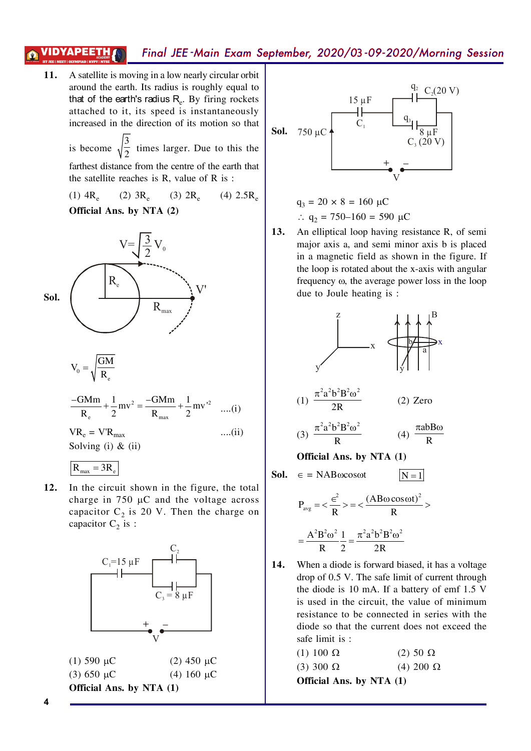**11.** A satellite is moving in a low nearly circular orbit around the earth. Its radius is roughly equal to that of the earth's radius $R_e$. By firing rockets attached to it, its speed is instantaneously increased in the direction of its motion so that is become $\sqrt{\frac{3}{2}}$ times larger. Due to this the farthest distance from the centre of the earth that the satellite reaches is R, value of R is :

(1) $4R_e$ (2) $3R_e$ (3) $2R_e$ (4) $2.5R_e$

**Official Ans. by NTA (2)**

**Sol.**

$V = \sqrt{\frac{3}{2}}V_0$

$$V_0 = \sqrt{\frac{GM}{R_e}}$$

$$\frac{-GMm}{R_e} + \frac{1}{2}mv^2 = \frac{-GMm}{R_{max}} + \frac{1}{2}mv'^2 \quad ....(i)$$

$$VR_e = V'R_{max} \quad ....(ii)$$

Solving (i) & (ii)

$$\boxed{R_{max} = 3R_e}$$

**12.** In the circuit shown in the figure, the total charge in 750 μC and the voltage across capacitor $C_2$ is 20 V. Then the charge on capacitor $C_2$ is :

(Circuit: $C_1 = 15\ \mu F$ in series with parallel combination of $C_2$ and $C_3 = 8\ \mu F$, connected to battery V)

(1) 590 μC (2) 450 μC

(3) 650 μC (4) 160 μC

**Official Ans. by NTA (1)**

**Sol.**

$q_3 = 20 \times 8 = 160\ \mu C$

$\therefore\ q_2 = 750 - 160 = 590\ \mu C$

**13.** An elliptical loop having resistance R, of semi major axis a, and semi minor axis b is placed in a magnetic field as shown in the figure. If the loop is rotated about the x-axis with angular frequency ω, the average power loss in the loop due to Joule heating is :

(1) $\frac{\pi^2 a^2 b^2 B^2 \omega^2}{2R}$ (2) Zero

(3) $\frac{\pi^2 a^2 b^2 B^2 \omega^2}{R}$ (4) $\frac{\pi abB\omega}{R}$

**Official Ans. by NTA (1)**

**Sol.** $\in = NAB\omega\cos\omega t \qquad \boxed{N = 1}$

$$P_{avg} = <\frac{\in^2}{R}> = <\frac{(AB\omega\cos\omega t)^2}{R}>$$

$$= \frac{A^2B^2\omega^2}{R}\frac{1}{2} = \frac{\pi^2a^2b^2B^2\omega^2}{2R}$$

**14.** When a diode is forward biased, it has a voltage drop of 0.5 V. The safe limit of current through the diode is 10 mA. If a battery of emf 1.5 V is used in the circuit, the value of minimum resistance to be connected in series with the diode so that the current does not exceed the safe limit is :

(1) 100 Ω (2) 50 Ω

(3) 300 Ω (4) 200 Ω

**Official Ans. by NTA (1)**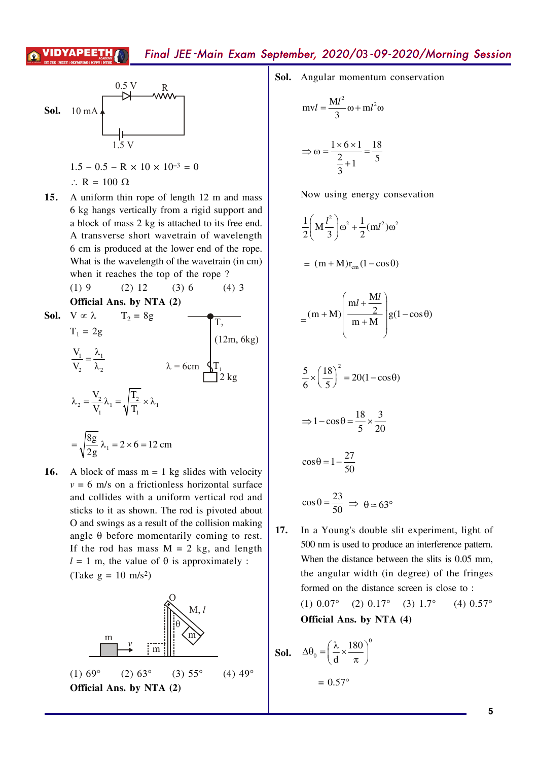**Sol.** 10 mA, 0.5 V, R, 1.5 V

$1.5 - 0.5 - R \times 10 \times 10^{-3} = 0$

$\therefore R = 100\ \Omega$

**15.** A uniform thin rope of length 12 m and mass 6 kg hangs vertically from a rigid support and a block of mass 2 kg is attached to its free end. A transverse short wavetrain of wavelength 6 cm is produced at the lower end of the rope. What is the wavelength of the wavetrain (in cm) when it reaches the top of the rope ?

(1) 9 (2) 12 (3) 6 (4) 3

**Official Ans. by NTA (2)**

**Sol.** $V \propto \lambda$ $\quad T_2 = 8g$

$T_1 = 2g$

(12m, 6kg), $\lambda = 6\text{cm}$, 2 kg

$$\frac{V_1}{V_2} = \frac{\lambda_1}{\lambda_2}$$

$$\lambda_2 = \frac{V_2}{V_1}\lambda_1 = \sqrt{\frac{T_2}{T_1}} \times \lambda_1$$

$$= \sqrt{\frac{8g}{2g}}\,\lambda_1 = 2 \times 6 = 12\text{ cm}$$

**16.** A block of mass m = 1 kg slides with velocity $v$ = 6 m/s on a frictionless horizontal surface and collides with a uniform vertical rod and sticks to it as shown. The rod is pivoted about O and swings as a result of the collision making angle $\theta$ before momentarily coming to rest. If the rod has mass M = 2 kg, and length $l$ = 1 m, the value of $\theta$ is approximately :

(Take g = 10 m/s²)

(1) 69° (2) 63° (3) 55° (4) 49°

**Official Ans. by NTA (2)**

**Sol.** Angular momentum conservation

$$mvl = \frac{Ml^2}{3}\omega + ml^2\omega$$

$$\Rightarrow \omega = \frac{1 \times 6 \times 1}{\frac{2}{3}+1} = \frac{18}{5}$$

Now using energy consevation

$$\frac{1}{2}\left(M\frac{l^2}{3}\right)\omega^2 + \frac{1}{2}(ml^2)\omega^2$$

$$= (m+M)r_{cm}(1-\cos\theta)$$

$$= (m+M)\left(\frac{ml + \frac{Ml}{2}}{m+M}\right)g(1-\cos\theta)$$

$$\frac{5}{6} \times \left(\frac{18}{5}\right)^2 = 20(1-\cos\theta)$$

$$\Rightarrow 1-\cos\theta = \frac{18}{5} \times \frac{3}{20}$$

$$\cos\theta = 1 - \frac{27}{50}$$

$$\cos\theta = \frac{23}{50} \Rightarrow \theta \simeq 63°$$

**17.** In a Young's double slit experiment, light of 500 nm is used to produce an interference pattern. When the distance between the slits is 0.05 mm, the angular width (in degree) of the fringes formed on the distance screen is close to :

(1) 0.07° (2) 0.17° (3) 1.7° (4) 0.57°

**Official Ans. by NTA (4)**

**Sol.** $$\Delta\theta_0 = \left(\frac{\lambda}{d} \times \frac{180}{\pi}\right)^0$$

$$= 0.57°$$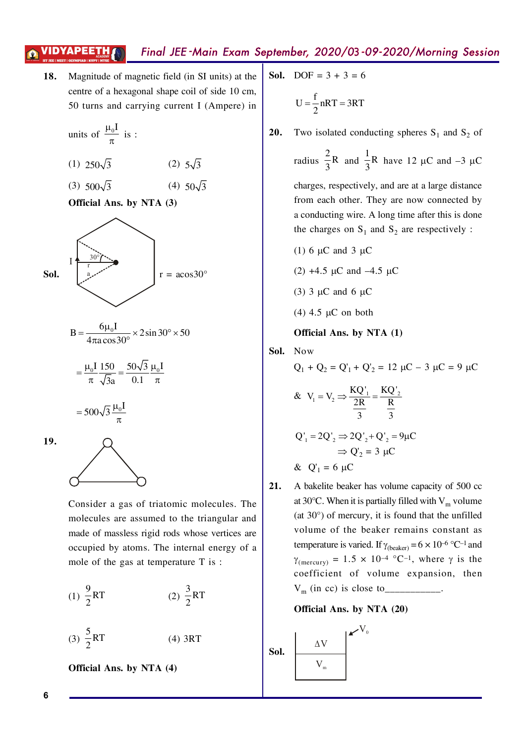**18.** Magnitude of magnetic field (in SI units) at the centre of a hexagonal shape coil of side 10 cm, 50 turns and carrying current I (Ampere) in units of $\frac{\mu_0 I}{\pi}$ is :

(1) $250\sqrt{3}$ (2) $5\sqrt{3}$

(3) $500\sqrt{3}$ (4) $50\sqrt{3}$

**Official Ans. by NTA (3)**

**Sol.** $r = a\cos 30°$

$$B = \frac{6\mu_0 I}{4\pi a\cos 30°} \times 2\sin 30° \times 50$$

$$= \frac{\mu_0 I}{\pi}\frac{150}{\sqrt{3}a} = \frac{50\sqrt{3}}{0.1}\frac{\mu_0 I}{\pi}$$

$$= 500\sqrt{3}\frac{\mu_0 I}{\pi}$$

**19.** Consider a gas of triatomic molecules. The molecules are assumed to the triangular and made of massless rigid rods whose vertices are occupied by atoms. The internal energy of a mole of the gas at temperature T is :

(1) $\frac{9}{2}RT$ (2) $\frac{3}{2}RT$

(3) $\frac{5}{2}RT$ (4) 3RT

**Official Ans. by NTA (4)**

**Sol.** DOF = 3 + 3 = 6

$$U = \frac{f}{2}nRT = 3RT$$

**20.** Two isolated conducting spheres $S_1$ and $S_2$ of radius $\frac{2}{3}R$ and $\frac{1}{3}R$ have 12 μC and –3 μC charges, respectively, and are at a large distance from each other. They are now connected by a conducting wire. A long time after this is done the charges on $S_1$ and $S_2$ are respectively :

(1) 6 μC and 3 μC

(2) +4.5 μC and –4.5 μC

(3) 3 μC and 6 μC

(4) 4.5 μC on both

**Official Ans. by NTA (1)**

**Sol.** Now

$Q_1 + Q_2 = Q'_1 + Q'_2 = 12\ \mu C - 3\ \mu C = 9\ \mu C$

$$\&\ V_1 = V_2 \Rightarrow \frac{KQ'_1}{\frac{2R}{3}} = \frac{KQ'_2}{\frac{R}{3}}$$

$$Q'_1 = 2Q'_2 \Rightarrow 2Q'_2 + Q'_2 = 9\mu C$$

$$\Rightarrow Q'_2 = 3\ \mu C$$

$$\&\ Q'_1 = 6\ \mu C$$

**21.** A bakelite beaker has volume capacity of 500 cc at 30°C. When it is partially filled with $V_m$ volume (at 30°) of mercury, it is found that the unfilled volume of the beaker remains constant as temperature is varied. If $\gamma_{(beaker)} = 6 \times 10^{-6}\ °C^{-1}$ and $\gamma_{(mercury)} = 1.5 \times 10^{-4}\ °C^{-1}$, where γ is the coefficient of volume expansion, then $V_m$ (in cc) is close to__________.

**Official Ans. by NTA (20)**

**Sol.**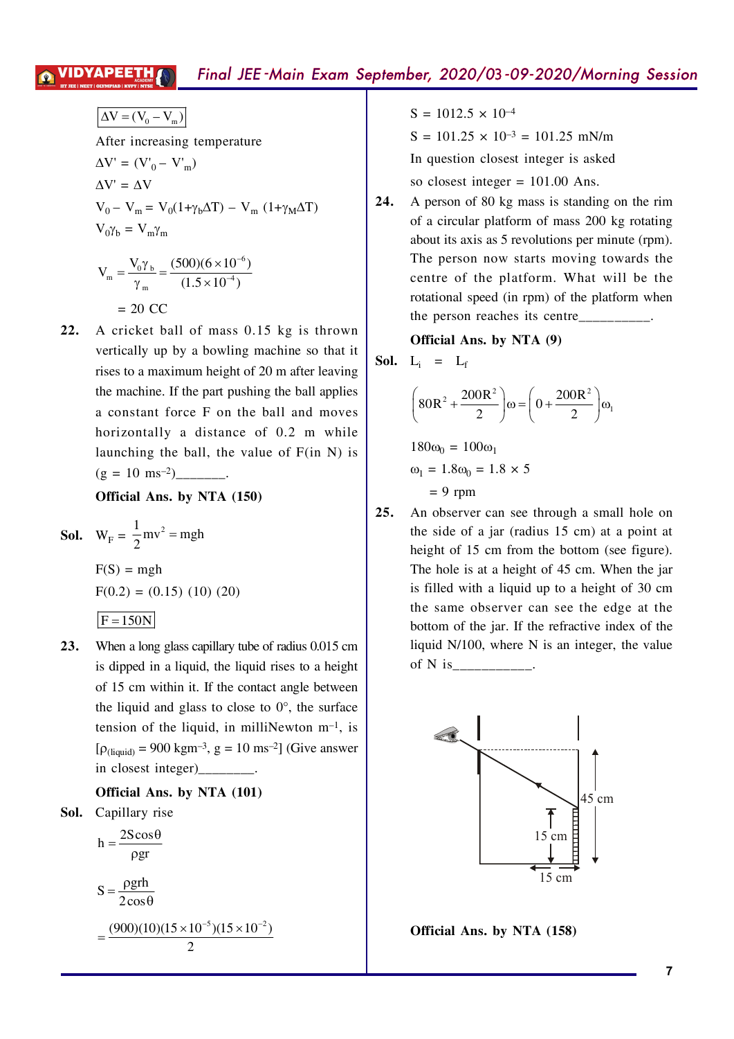$$\boxed{\Delta V = (V_0 - V_m)}$$

After increasing temperature

$\Delta V' = (V'_0 - V'_m)$

$\Delta V' = \Delta V$

$V_0 - V_m = V_0(1+\gamma_b \Delta T) - V_m\ (1+\gamma_M \Delta T)$

$V_0\gamma_b = V_m\gamma_m$

$$V_m = \frac{V_0\gamma_b}{\gamma_m} = \frac{(500)(6\times10^{-6})}{(1.5\times10^{-4})}$$

$= 20$ CC

**22.** A cricket ball of mass 0.15 kg is thrown vertically up by a bowling machine so that it rises to a maximum height of 20 m after leaving the machine. If the part pushing the ball applies a constant force F on the ball and moves horizontally a distance of 0.2 m while launching the ball, the value of F(in N) is ($g = 10\ ms^{-2}$)_______.

**Official Ans. by NTA (150)**

**Sol.** $W_F = \frac{1}{2}mv^2 = mgh$

$F(S) = mgh$

$F(0.2) = (0.15)\ (10)\ (20)$

$$\boxed{F = 150N}$$

**23.** When a long glass capillary tube of radius 0.015 cm is dipped in a liquid, the liquid rises to a height of 15 cm within it. If the contact angle between the liquid and glass to close to 0°, the surface tension of the liquid, in milliNewton $m^{-1}$, is [$\rho_{(liquid)} = 900\ kgm^{-3}$, $g = 10\ ms^{-2}$] (Give answer in closest integer)________.

**Official Ans. by NTA (101)**

**Sol.** Capillary rise

$$h = \frac{2S\cos\theta}{\rho gr}$$

$$S = \frac{\rho grh}{2\cos\theta}$$

$$= \frac{(900)(10)(15\times10^{-5})(15\times10^{-2})}{2}$$

$S = 1012.5 \times 10^{-4}$

$S = 101.25 \times 10^{-3} = 101.25$ mN/m

In question closest integer is asked

so closest integer = 101.00 Ans.

**24.** A person of 80 kg mass is standing on the rim of a circular platform of mass 200 kg rotating about its axis as 5 revolutions per minute (rpm). The person now starts moving towards the centre of the platform. What will be the rotational speed (in rpm) of the platform when the person reaches its centre__________.

**Official Ans. by NTA (9)**

**Sol.** $L_i = L_f$

$$\left(80R^2 + \frac{200R^2}{2}\right)\omega = \left(0 + \frac{200R^2}{2}\right)\omega_1$$

$180\omega_0 = 100\omega_1$

$\omega_1 = 1.8\omega_0 = 1.8 \times 5$

$= 9$ rpm

**25.** An observer can see through a small hole on the side of a jar (radius 15 cm) at a point at height of 15 cm from the bottom (see figure). The hole is at a height of 45 cm. When the jar is filled with a liquid up to a height of 30 cm the same observer can see the edge at the bottom of the jar. If the refractive index of the liquid N/100, where N is an integer, the value of N is___________.

**Official Ans. by NTA (158)**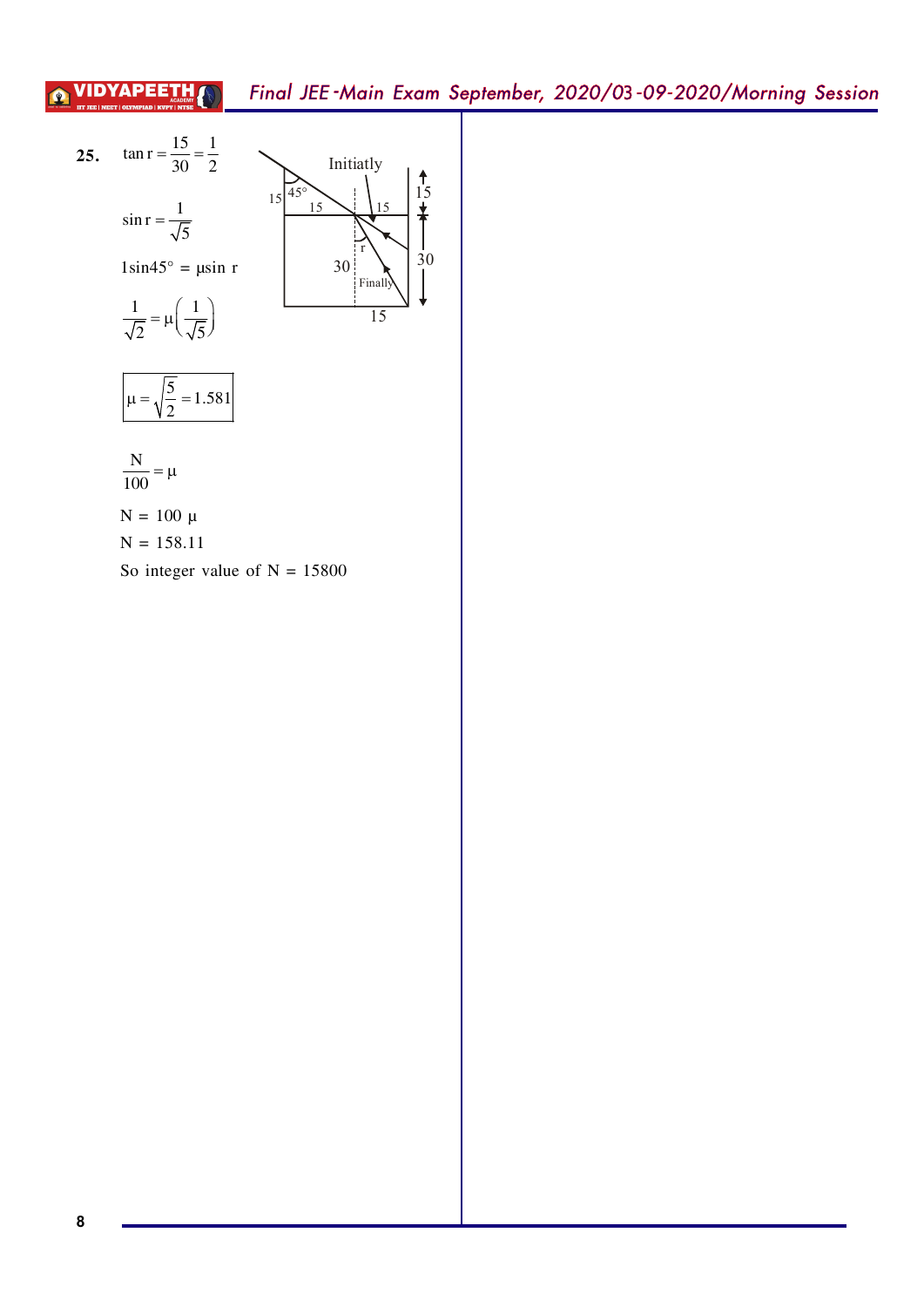**25.** $\tan r = \frac{15}{30} = \frac{1}{2}$

Initiatly

15

45°

15

15

15

30

r

30

Finally

15

$\sin r = \frac{1}{\sqrt{5}}$

$1\sin 45° = \mu \sin r$

$\frac{1}{\sqrt{2}} = \mu\left(\frac{1}{\sqrt{5}}\right)$

$$\boxed{\mu = \sqrt{\frac{5}{2}} = 1.581}$$

$\frac{N}{100} = \mu$

$N = 100\ \mu$

$N = 158.11$

So integer value of $N = 15800$